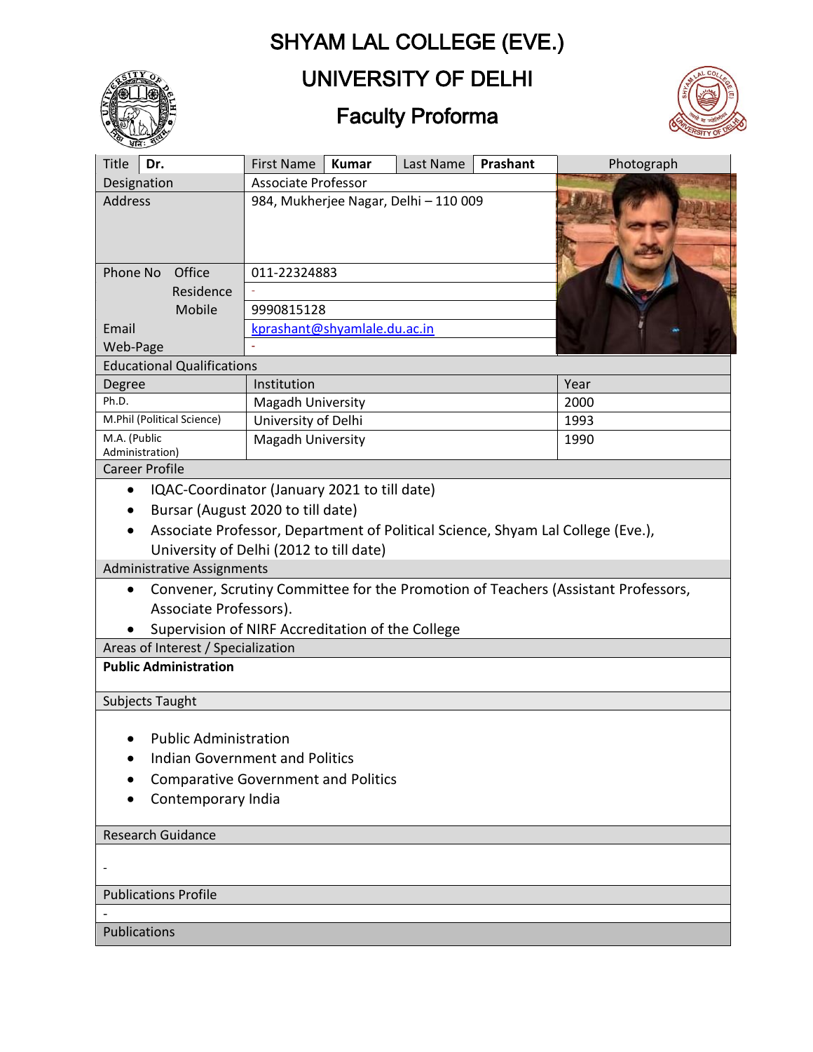# SHYAM LAL COLLEGE (EVE.)

## UNIVERSITY OF DELHI

## Faculty Proforma

| Title | **Dr.** | First Name | **Kumar** | Last Name | **Prashant** | Photograph |
|---|---|---|---|---|---|---|
| Designation | Associate Professor | | | | | |
| Address | 984, Mukherjee Nagar, Delhi – 110 009 | | | | | |
| Phone No Office | 011-22324883 | | | | | |
| Residence | - | | | | | |
| Mobile | 9990815128 | | | | | |
| Email | kprashant@shyamlale.du.ac.in | | | | | |
| Web-Page | - | | | | | |

**Educational Qualifications**

| Degree | Institution | Year |
|---|---|---|
| Ph.D. | Magadh University | 2000 |
| M.Phil (Political Science) | University of Delhi | 1993 |
| M.A. (Public Administration) | Magadh University | 1990 |

**Career Profile**

- IQAC-Coordinator (January 2021 to till date)
- Bursar (August 2020 to till date)
- Associate Professor, Department of Political Science, Shyam Lal College (Eve.), University of Delhi (2012 to till date)

**Administrative Assignments**

- Convener, Scrutiny Committee for the Promotion of Teachers (Assistant Professors, Associate Professors).
- Supervision of NIRF Accreditation of the College

**Areas of Interest / Specialization**

**Public Administration**

**Subjects Taught**

- Public Administration
- Indian Government and Politics
- Comparative Government and Politics
- Contemporary India

**Research Guidance**

-

**Publications Profile**

-

**Publications**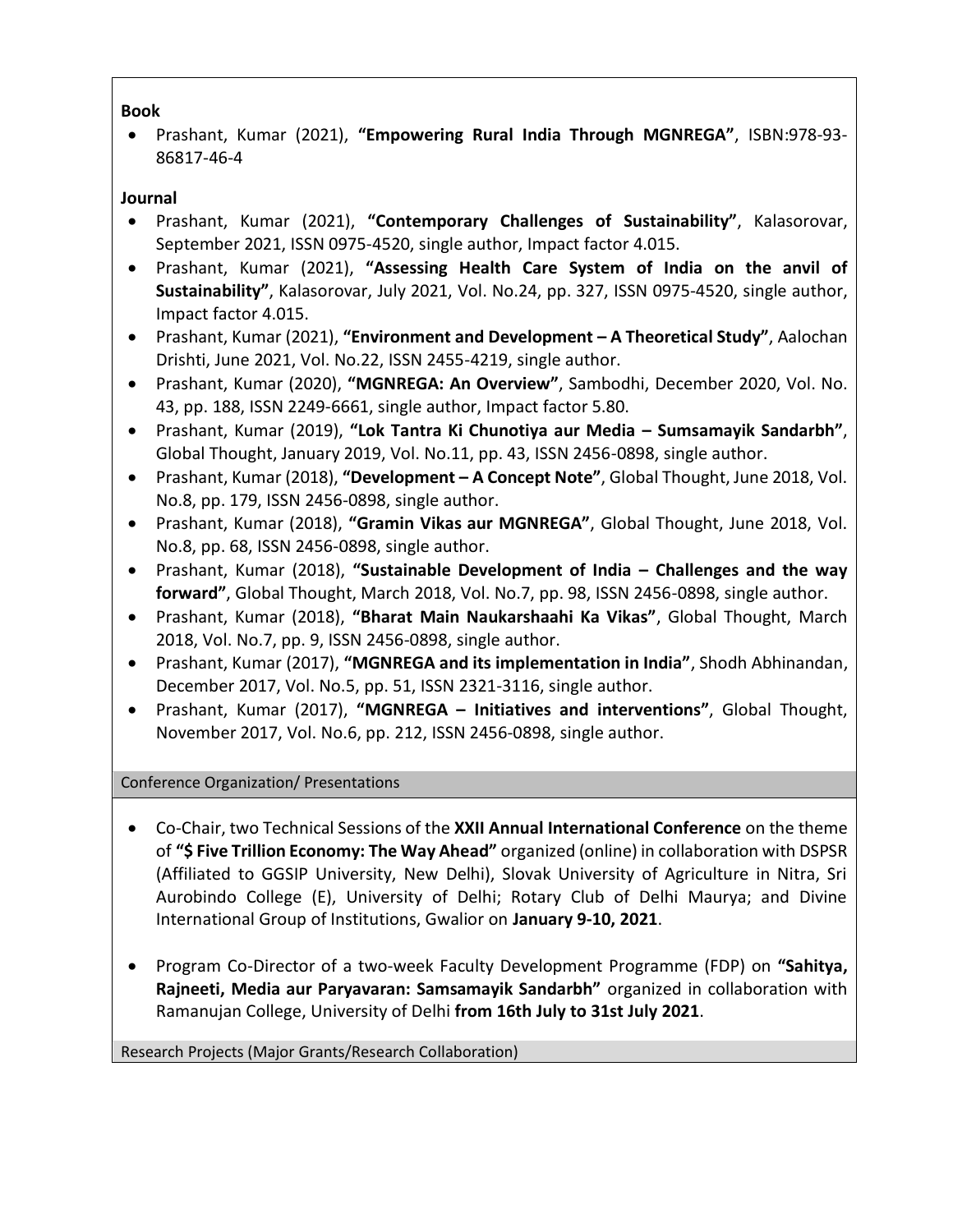**Book**

- Prashant, Kumar (2021), **"Empowering Rural India Through MGNREGA"**, ISBN:978-93-86817-46-4

**Journal**

- Prashant, Kumar (2021), **"Contemporary Challenges of Sustainability"**, Kalasorovar, September 2021, ISSN 0975-4520, single author, Impact factor 4.015.
- Prashant, Kumar (2021), **"Assessing Health Care System of India on the anvil of Sustainability"**, Kalasorovar, July 2021, Vol. No.24, pp. 327, ISSN 0975-4520, single author, Impact factor 4.015.
- Prashant, Kumar (2021), **"Environment and Development – A Theoretical Study"**, Aalochan Drishti, June 2021, Vol. No.22, ISSN 2455-4219, single author.
- Prashant, Kumar (2020), **"MGNREGA: An Overview"**, Sambodhi, December 2020, Vol. No. 43, pp. 188, ISSN 2249-6661, single author, Impact factor 5.80.
- Prashant, Kumar (2019), **"Lok Tantra Ki Chunotiya aur Media – Sumsamayik Sandarbh"**, Global Thought, January 2019, Vol. No.11, pp. 43, ISSN 2456-0898, single author.
- Prashant, Kumar (2018), **"Development – A Concept Note"**, Global Thought, June 2018, Vol. No.8, pp. 179, ISSN 2456-0898, single author.
- Prashant, Kumar (2018), **"Gramin Vikas aur MGNREGA"**, Global Thought, June 2018, Vol. No.8, pp. 68, ISSN 2456-0898, single author.
- Prashant, Kumar (2018), **"Sustainable Development of India – Challenges and the way forward"**, Global Thought, March 2018, Vol. No.7, pp. 98, ISSN 2456-0898, single author.
- Prashant, Kumar (2018), **"Bharat Main Naukarshaahi Ka Vikas"**, Global Thought, March 2018, Vol. No.7, pp. 9, ISSN 2456-0898, single author.
- Prashant, Kumar (2017), **"MGNREGA and its implementation in India"**, Shodh Abhinandan, December 2017, Vol. No.5, pp. 51, ISSN 2321-3116, single author.
- Prashant, Kumar (2017), **"MGNREGA – Initiatives and interventions"**, Global Thought, November 2017, Vol. No.6, pp. 212, ISSN 2456-0898, single author.

## Conference Organization/ Presentations

- Co-Chair, two Technical Sessions of the **XXII Annual International Conference** on the theme of **"$ Five Trillion Economy: The Way Ahead"** organized (online) in collaboration with DSPSR (Affiliated to GGSIP University, New Delhi), Slovak University of Agriculture in Nitra, Sri Aurobindo College (E), University of Delhi; Rotary Club of Delhi Maurya; and Divine International Group of Institutions, Gwalior on **January 9-10, 2021**.

- Program Co-Director of a two-week Faculty Development Programme (FDP) on **"Sahitya, Rajneeti, Media aur Paryavaran: Samsamayik Sandarbh"** organized in collaboration with Ramanujan College, University of Delhi **from 16th July to 31st July 2021**.

## Research Projects (Major Grants/Research Collaboration)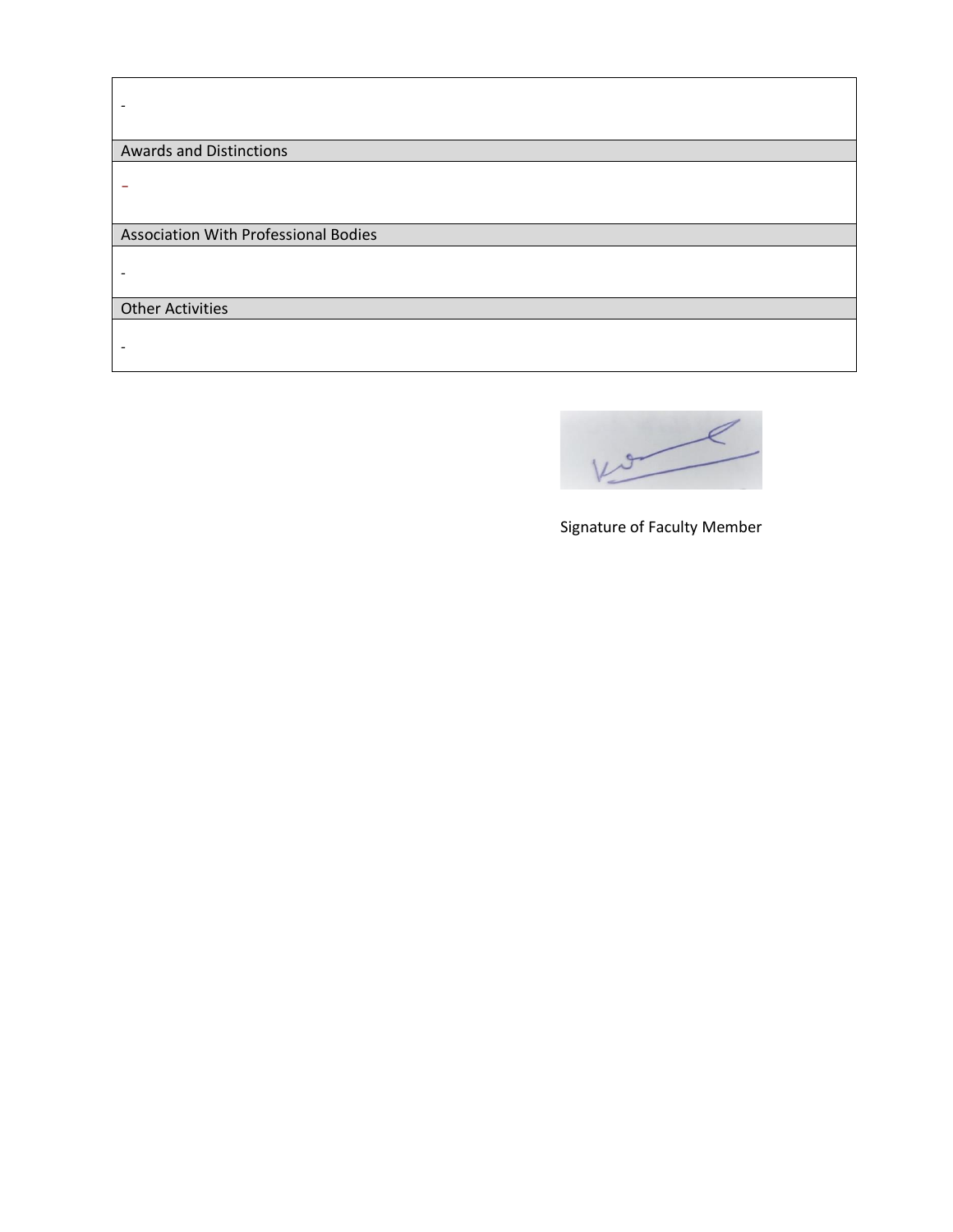-

## Awards and Distinctions

-

## Association With Professional Bodies

-

## Other Activities

-

Signature of Faculty Member